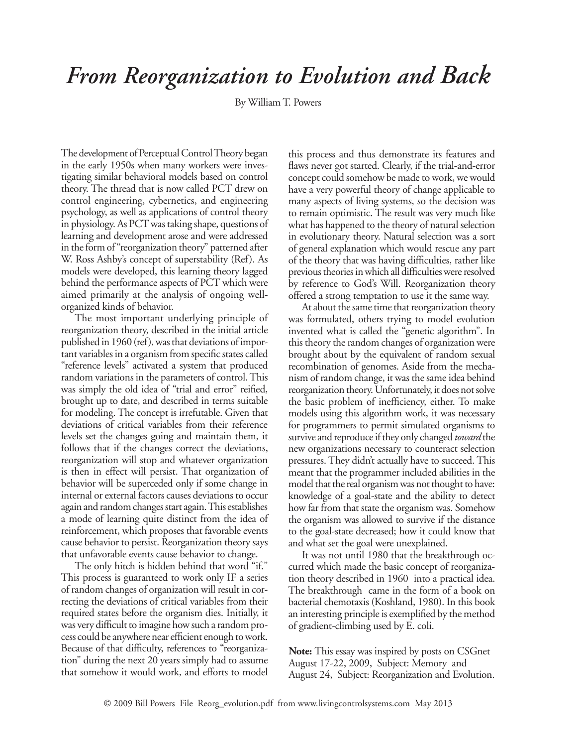# *From Reorganization to Evolution and Back*

By William T. Powers

The development of Perceptual Control Theory began in the early 1950s when many workers were investigating similar behavioral models based on control theory. The thread that is now called PCT drew on control engineering, cybernetics, and engineering psychology, as well as applications of control theory in physiology. As PCT was taking shape, questions of learning and development arose and were addressed in the form of "reorganization theory" patterned after W. Ross Ashby's concept of superstability (Ref). As models were developed, this learning theory lagged behind the performance aspects of PCT which were aimed primarily at the analysis of ongoing well-organized kinds of behavior.

The most important underlying principle of reorganization theory, described in the initial article published in 1960 (ref), was that deviations of important variables in a organism from specific states called "reference levels" activated a system that produced random variations in the parameters of control. This was simply the old idea of "trial and error" reified, brought up to date, and described in terms suitable for modeling. The concept is irrefutable. Given that deviations of critical variables from their reference levels set the changes going and maintain them, it follows that if the changes correct the deviations, reorganization will stop and whatever organization is then in effect will persist. That organization of behavior will be superceded only if some change in internal or external factors causes deviations to occur again and random changes start again. This establishes a mode of learning quite distinct from the idea of reinforcement, which proposes that favorable events cause behavior to persist. Reorganization theory says that unfavorable events cause behavior to change.

The only hitch is hidden behind that word "if." This process is guaranteed to work only IF a series of random changes of organization will result in correcting the deviations of critical variables from their required states before the organism dies. Initially, it was very difficult to imagine how such a random process could be anywhere near efficient enough to work. Because of that difficulty, references to "reorganization" during the next 20 years simply had to assume that somehow it would work, and efforts to model this process and thus demonstrate its features and flaws never got started. Clearly, if the trial-and-error concept could somehow be made to work, we would have a very powerful theory of change applicable to many aspects of living systems, so the decision was to remain optimistic. The result was very much like what has happened to the theory of natural selection in evolutionary theory. Natural selection was a sort of general explanation which would rescue any part of the theory that was having difficulties, rather like previous theories in which all difficulties were resolved by reference to God's Will. Reorganization theory offered a strong temptation to use it the same way.

At about the same time that reorganization theory was formulated, others trying to model evolution invented what is called the "genetic algorithm". In this theory the random changes of organization were brought about by the equivalent of random sexual recombination of genomes. Aside from the mechanism of random change, it was the same idea behind reorganization theory. Unfortunately, it does not solve the basic problem of inefficiency, either. To make models using this algorithm work, it was necessary for programmers to permit simulated organisms to survive and reproduce if they only changed *toward* the new organizations necessary to counteract selection pressures. They didn't actually have to succeed. This meant that the programmer included abilities in the model that the real organism was not thought to have: knowledge of a goal-state and the ability to detect how far from that state the organism was. Somehow the organism was allowed to survive if the distance to the goal-state decreased; how it could know that and what set the goal were unexplained.

It was not until 1980 that the breakthrough occurred which made the basic concept of reorganization theory described in 1960 into a practical idea. The breakthrough came in the form of a book on bacterial chemotaxis (Koshland, 1980). In this book an interesting principle is exemplified by the method of gradient-climbing used by E. coli.

**Note:** This essay was inspired by posts on CSGnet August 17-22, 2009, Subject: Memory and August 24, Subject: Reorganization and Evolution.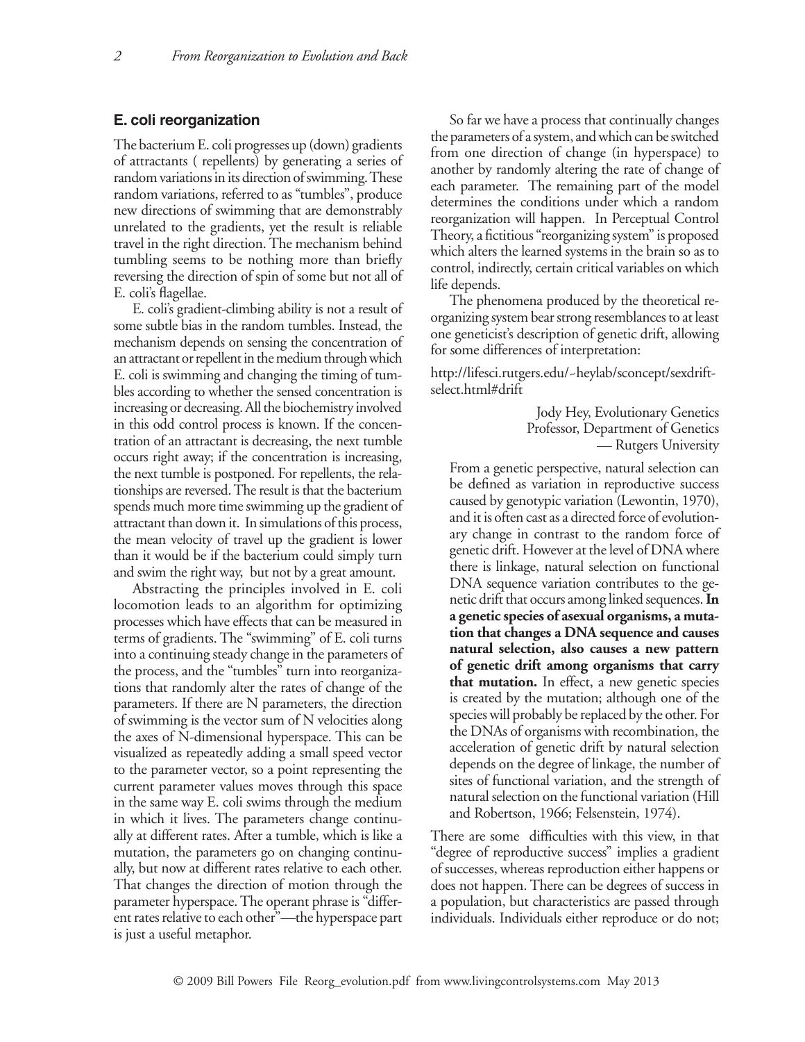## E. coli reorganization

The bacterium E. coli progresses up (down) gradients of attractants ( repellents) by generating a series of random variations in its direction of swimming. These random variations, referred to as "tumbles", produce new directions of swimming that are demonstrably unrelated to the gradients, yet the result is reliable travel in the right direction. The mechanism behind tumbling seems to be nothing more than briefly reversing the direction of spin of some but not all of E. coli's flagellae.

E. coli's gradient-climbing ability is not a result of some subtle bias in the random tumbles. Instead, the mechanism depends on sensing the concentration of an attractant or repellent in the medium through which E. coli is swimming and changing the timing of tumbles according to whether the sensed concentration is increasing or decreasing. All the biochemistry involved in this odd control process is known. If the concentration of an attractant is decreasing, the next tumble occurs right away; if the concentration is increasing, the next tumble is postponed. For repellents, the relationships are reversed. The result is that the bacterium spends much more time swimming up the gradient of attractant than down it. In simulations of this process, the mean velocity of travel up the gradient is lower than it would be if the bacterium could simply turn and swim the right way, but not by a great amount.

Abstracting the principles involved in E. coli locomotion leads to an algorithm for optimizing processes which have effects that can be measured in terms of gradients. The "swimming" of E. coli turns into a continuing steady change in the parameters of the process, and the "tumbles" turn into reorganizations that randomly alter the rates of change of the parameters. If there are N parameters, the direction of swimming is the vector sum of N velocities along the axes of N-dimensional hyperspace. This can be visualized as repeatedly adding a small speed vector to the parameter vector, so a point representing the current parameter values moves through this space in the same way E. coli swims through the medium in which it lives. The parameters change continually at different rates. After a tumble, which is like a mutation, the parameters go on changing continually, but now at different rates relative to each other. That changes the direction of motion through the parameter hyperspace. The operant phrase is "different rates relative to each other"—the hyperspace part is just a useful metaphor.

So far we have a process that continually changes the parameters of a system, and which can be switched from one direction of change (in hyperspace) to another by randomly altering the rate of change of each parameter. The remaining part of the model determines the conditions under which a random reorganization will happen. In Perceptual Control Theory, a fictitious "reorganizing system" is proposed which alters the learned systems in the brain so as to control, indirectly, certain critical variables on which life depends.

The phenomena produced by the theoretical reorganizing system bear strong resemblances to at least one geneticist's description of genetic drift, allowing for some differences of interpretation:

http://lifesci.rutgers.edu/~heylab/sconcept/sexdrift-select.html#drift

Jody Hey, Evolutionary Genetics
Professor, Department of Genetics
— Rutgers University

> From a genetic perspective, natural selection can be defined as variation in reproductive success caused by genotypic variation (Lewontin, 1970), and it is often cast as a directed force of evolutionary change in contrast to the random force of genetic drift. However at the level of DNA where there is linkage, natural selection on functional DNA sequence variation contributes to the genetic drift that occurs among linked sequences. **In a genetic species of asexual organisms, a mutation that changes a DNA sequence and causes natural selection, also causes a new pattern of genetic drift among organisms that carry that mutation.** In effect, a new genetic species is created by the mutation; although one of the species will probably be replaced by the other. For the DNAs of organisms with recombination, the acceleration of genetic drift by natural selection depends on the degree of linkage, the number of sites of functional variation, and the strength of natural selection on the functional variation (Hill and Robertson, 1966; Felsenstein, 1974).

There are some difficulties with this view, in that "degree of reproductive success" implies a gradient of successes, whereas reproduction either happens or does not happen. There can be degrees of success in a population, but characteristics are passed through individuals. Individuals either reproduce or do not;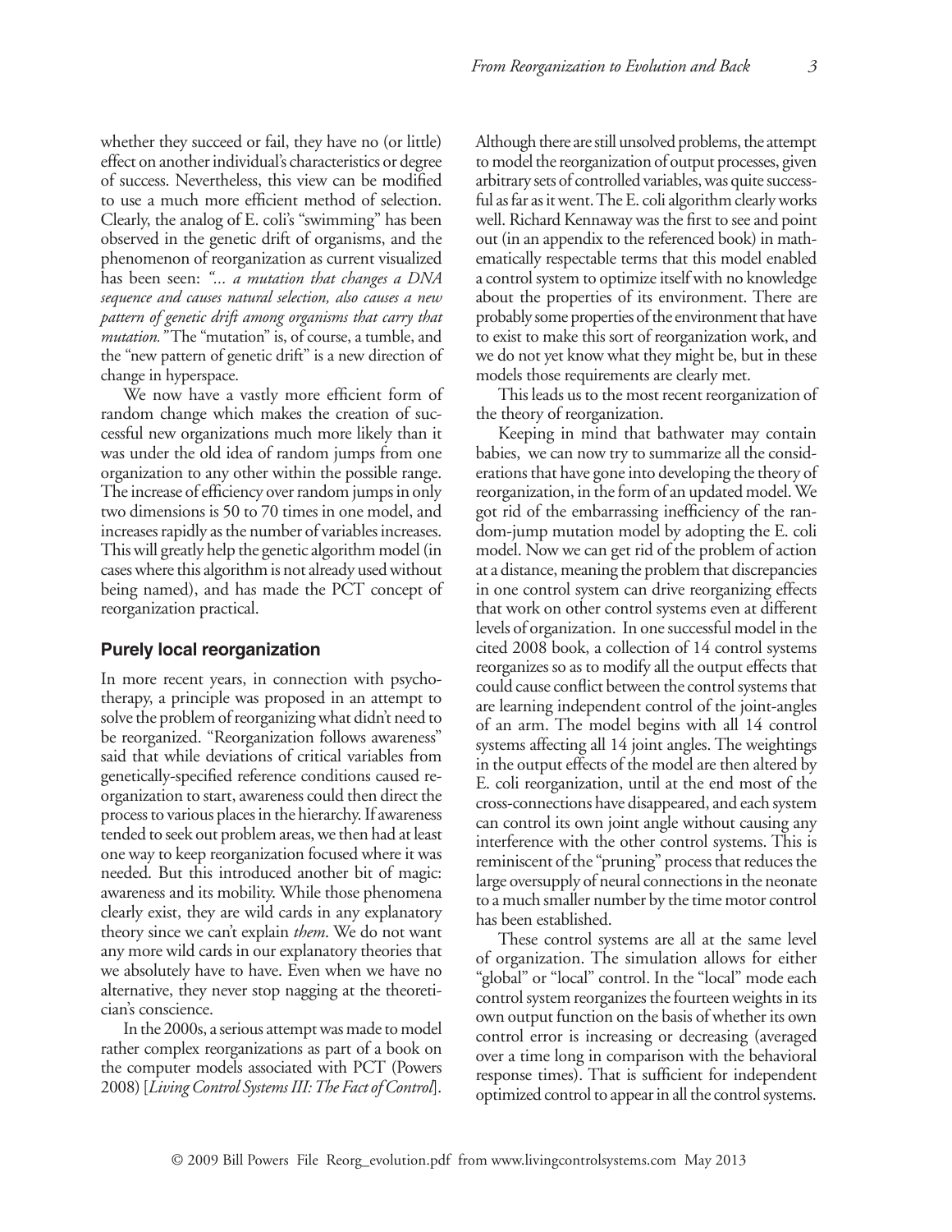whether they succeed or fail, they have no (or little) effect on another individual's characteristics or degree of success. Nevertheless, this view can be modified to use a much more efficient method of selection. Clearly, the analog of E. coli's "swimming" has been observed in the genetic drift of organisms, and the phenomenon of reorganization as current visualized has been seen: *"... a mutation that changes a DNA sequence and causes natural selection, also causes a new pattern of genetic drift among organisms that carry that mutation."* The "mutation" is, of course, a tumble, and the "new pattern of genetic drift" is a new direction of change in hyperspace.

We now have a vastly more efficient form of random change which makes the creation of successful new organizations much more likely than it was under the old idea of random jumps from one organization to any other within the possible range. The increase of efficiency over random jumps in only two dimensions is 50 to 70 times in one model, and increases rapidly as the number of variables increases. This will greatly help the genetic algorithm model (in cases where this algorithm is not already used without being named), and has made the PCT concept of reorganization practical.

## Purely local reorganization

In more recent years, in connection with psychotherapy, a principle was proposed in an attempt to solve the problem of reorganizing what didn't need to be reorganized. "Reorganization follows awareness" said that while deviations of critical variables from genetically-specified reference conditions caused reorganization to start, awareness could then direct the process to various places in the hierarchy. If awareness tended to seek out problem areas, we then had at least one way to keep reorganization focused where it was needed. But this introduced another bit of magic: awareness and its mobility. While those phenomena clearly exist, they are wild cards in any explanatory theory since we can't explain *them*. We do not want any more wild cards in our explanatory theories that we absolutely have to have. Even when we have no alternative, they never stop nagging at the theoretician's conscience.

In the 2000s, a serious attempt was made to model rather complex reorganizations as part of a book on the computer models associated with PCT (Powers 2008) [*Living Control Systems III: The Fact of Control*]. Although there are still unsolved problems, the attempt to model the reorganization of output processes, given arbitrary sets of controlled variables, was quite successful as far as it went. The E. coli algorithm clearly works well. Richard Kennaway was the first to see and point out (in an appendix to the referenced book) in mathematically respectable terms that this model enabled a control system to optimize itself with no knowledge about the properties of its environment. There are probably some properties of the environment that have to exist to make this sort of reorganization work, and we do not yet know what they might be, but in these models those requirements are clearly met.

This leads us to the most recent reorganization of the theory of reorganization.

Keeping in mind that bathwater may contain babies, we can now try to summarize all the considerations that have gone into developing the theory of reorganization, in the form of an updated model. We got rid of the embarrassing inefficiency of the random-jump mutation model by adopting the E. coli model. Now we can get rid of the problem of action at a distance, meaning the problem that discrepancies in one control system can drive reorganizing effects that work on other control systems even at different levels of organization. In one successful model in the cited 2008 book, a collection of 14 control systems reorganizes so as to modify all the output effects that could cause conflict between the control systems that are learning independent control of the joint-angles of an arm. The model begins with all 14 control systems affecting all 14 joint angles. The weightings in the output effects of the model are then altered by E. coli reorganization, until at the end most of the cross-connections have disappeared, and each system can control its own joint angle without causing any interference with the other control systems. This is reminiscent of the "pruning" process that reduces the large oversupply of neural connections in the neonate to a much smaller number by the time motor control has been established.

These control systems are all at the same level of organization. The simulation allows for either "global" or "local" control. In the "local" mode each control system reorganizes the fourteen weights in its own output function on the basis of whether its own control error is increasing or decreasing (averaged over a time long in comparison with the behavioral response times). That is sufficient for independent optimized control to appear in all the control systems.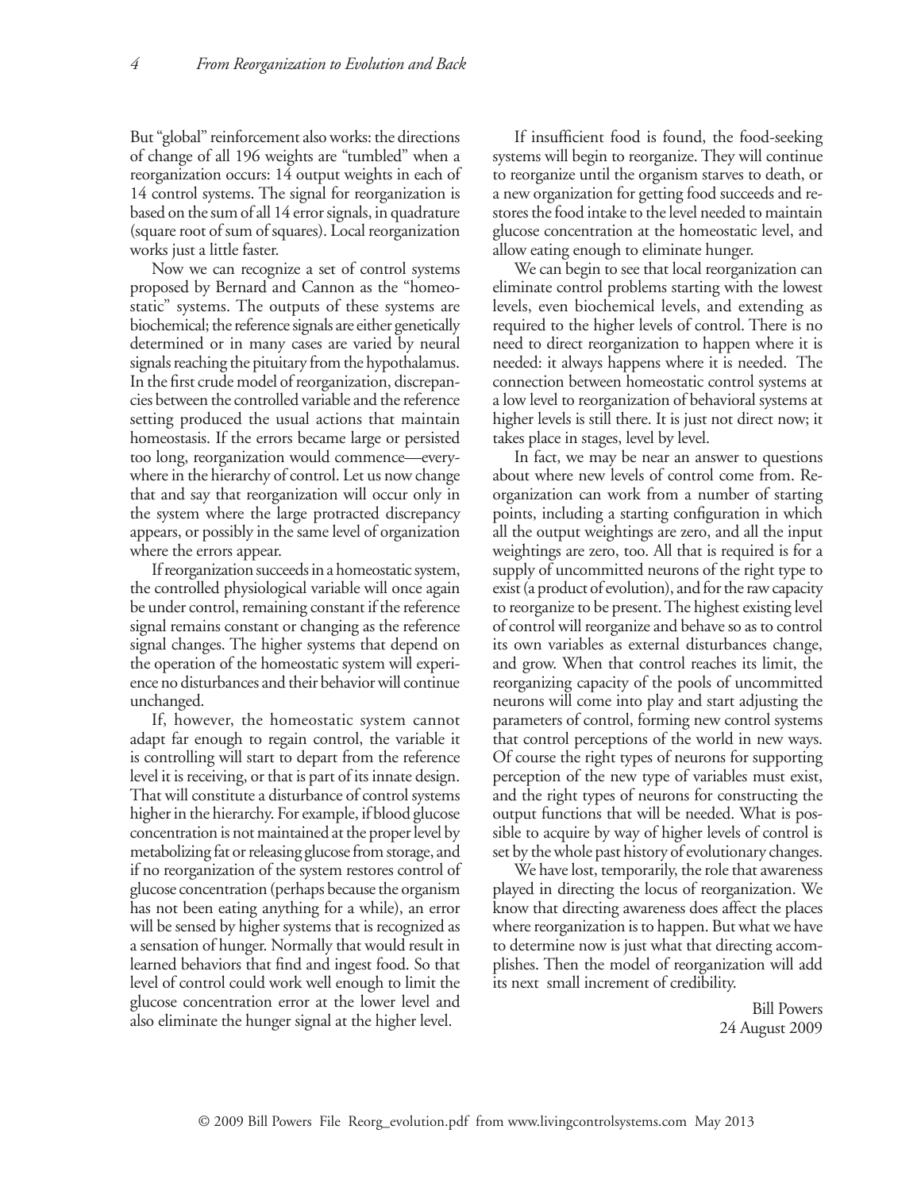But "global" reinforcement also works: the directions of change of all 196 weights are "tumbled" when a reorganization occurs: 14 output weights in each of 14 control systems. The signal for reorganization is based on the sum of all 14 error signals, in quadrature (square root of sum of squares). Local reorganization works just a little faster.

Now we can recognize a set of control systems proposed by Bernard and Cannon as the "homeostatic" systems. The outputs of these systems are biochemical; the reference signals are either genetically determined or in many cases are varied by neural signals reaching the pituitary from the hypothalamus. In the first crude model of reorganization, discrepancies between the controlled variable and the reference setting produced the usual actions that maintain homeostasis. If the errors became large or persisted too long, reorganization would commence—everywhere in the hierarchy of control. Let us now change that and say that reorganization will occur only in the system where the large protracted discrepancy appears, or possibly in the same level of organization where the errors appear.

If reorganization succeeds in a homeostatic system, the controlled physiological variable will once again be under control, remaining constant if the reference signal remains constant or changing as the reference signal changes. The higher systems that depend on the operation of the homeostatic system will experience no disturbances and their behavior will continue unchanged.

If, however, the homeostatic system cannot adapt far enough to regain control, the variable it is controlling will start to depart from the reference level it is receiving, or that is part of its innate design. That will constitute a disturbance of control systems higher in the hierarchy. For example, if blood glucose concentration is not maintained at the proper level by metabolizing fat or releasing glucose from storage, and if no reorganization of the system restores control of glucose concentration (perhaps because the organism has not been eating anything for a while), an error will be sensed by higher systems that is recognized as a sensation of hunger. Normally that would result in learned behaviors that find and ingest food. So that level of control could work well enough to limit the glucose concentration error at the lower level and also eliminate the hunger signal at the higher level.

If insufficient food is found, the food-seeking systems will begin to reorganize. They will continue to reorganize until the organism starves to death, or a new organization for getting food succeeds and restores the food intake to the level needed to maintain glucose concentration at the homeostatic level, and allow eating enough to eliminate hunger.

We can begin to see that local reorganization can eliminate control problems starting with the lowest levels, even biochemical levels, and extending as required to the higher levels of control. There is no need to direct reorganization to happen where it is needed: it always happens where it is needed. The connection between homeostatic control systems at a low level to reorganization of behavioral systems at higher levels is still there. It is just not direct now; it takes place in stages, level by level.

In fact, we may be near an answer to questions about where new levels of control come from. Reorganization can work from a number of starting points, including a starting configuration in which all the output weightings are zero, and all the input weightings are zero, too. All that is required is for a supply of uncommitted neurons of the right type to exist (a product of evolution), and for the raw capacity to reorganize to be present. The highest existing level of control will reorganize and behave so as to control its own variables as external disturbances change, and grow. When that control reaches its limit, the reorganizing capacity of the pools of uncommitted neurons will come into play and start adjusting the parameters of control, forming new control systems that control perceptions of the world in new ways. Of course the right types of neurons for supporting perception of the new type of variables must exist, and the right types of neurons for constructing the output functions that will be needed. What is possible to acquire by way of higher levels of control is set by the whole past history of evolutionary changes.

We have lost, temporarily, the role that awareness played in directing the locus of reorganization. We know that directing awareness does affect the places where reorganization is to happen. But what we have to determine now is just what that directing accomplishes. Then the model of reorganization will add its next small increment of credibility.

Bill Powers
24 August 2009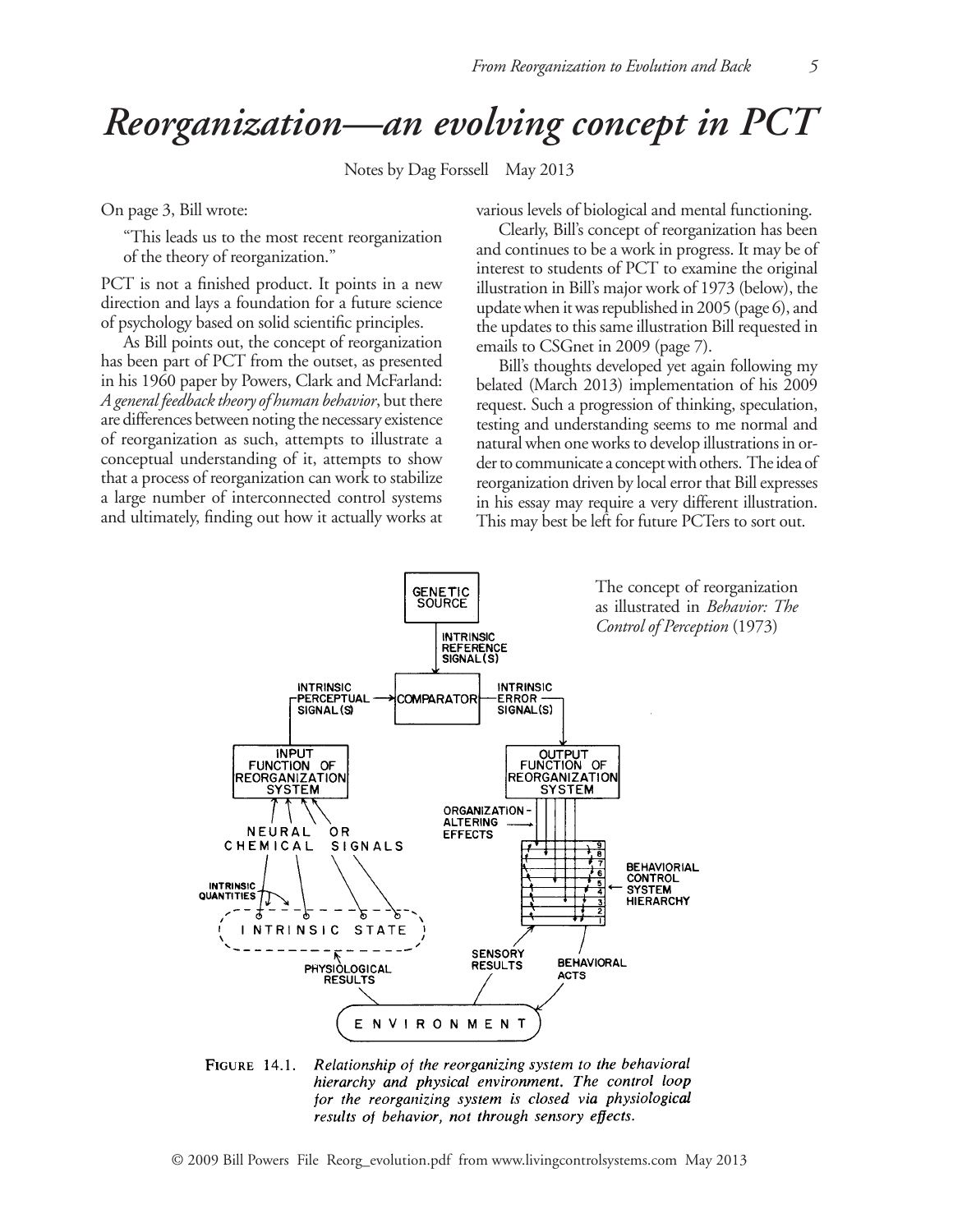# Reorganization—an evolving concept in PCT

Notes by Dag Forssell May 2013

On page 3, Bill wrote:

> "This leads us to the most recent reorganization of the theory of reorganization."

PCT is not a finished product. It points in a new direction and lays a foundation for a future science of psychology based on solid scientific principles.

As Bill points out, the concept of reorganization has been part of PCT from the outset, as presented in his 1960 paper by Powers, Clark and McFarland: *A general feedback theory of human behavior*, but there are differences between noting the necessary existence of reorganization as such, attempts to illustrate a conceptual understanding of it, attempts to show that a process of reorganization can work to stabilize a large number of interconnected control systems and ultimately, finding out how it actually works at various levels of biological and mental functioning.

Clearly, Bill's concept of reorganization has been and continues to be a work in progress. It may be of interest to students of PCT to examine the original illustration in Bill's major work of 1973 (below), the update when it was republished in 2005 (page 6), and the updates to this same illustration Bill requested in emails to CSGnet in 2009 (page 7).

Bill's thoughts developed yet again following my belated (March 2013) implementation of his 2009 request. Such a progression of thinking, speculation, testing and understanding seems to me normal and natural when one works to develop illustrations in order to communicate a concept with others. The idea of reorganization driven by local error that Bill expresses in his essay may require a very different illustration. This may best be left for future PCTers to sort out.

The concept of reorganization as illustrated in *Behavior: The Control of Perception* (1973)

FIGURE 14.1. *Relationship of the reorganizing system to the behavioral hierarchy and physical environment. The control loop for the reorganizing system is closed via physiological results of behavior, not through sensory effects.*

© 2009 Bill Powers File Reorg_evolution.pdf from www.livingcontrolsystems.com May 2013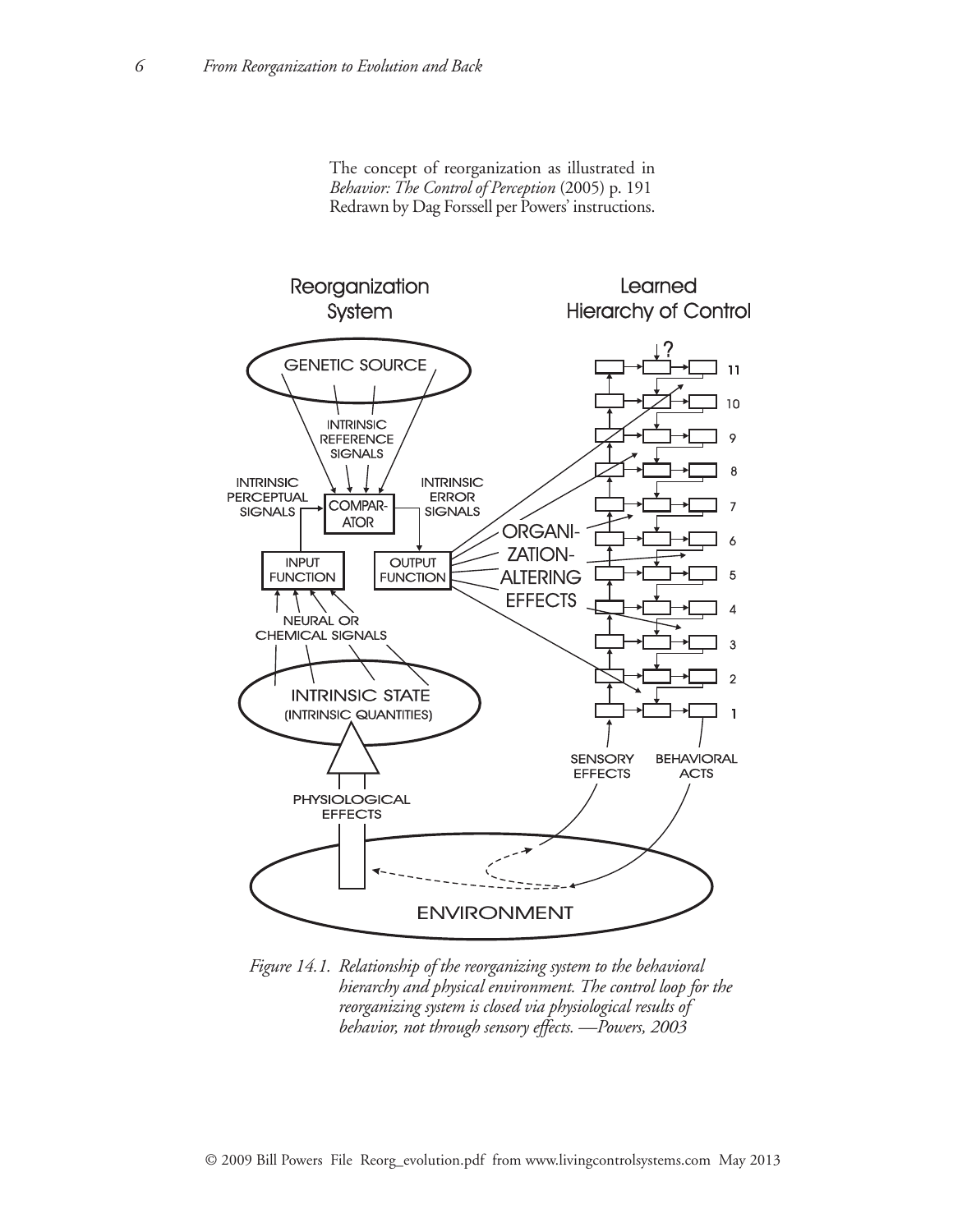The concept of reorganization as illustrated in *Behavior: The Control of Perception* (2005) p. 191
Redrawn by Dag Forssell per Powers' instructions.

*Figure 14.1. Relationship of the reorganizing system to the behavioral hierarchy and physical environment. The control loop for the reorganizing system is closed via physiological results of behavior, not through sensory effects. —Powers, 2003*

© 2009 Bill Powers File Reorg_evolution.pdf from www.livingcontrolsystems.com May 2013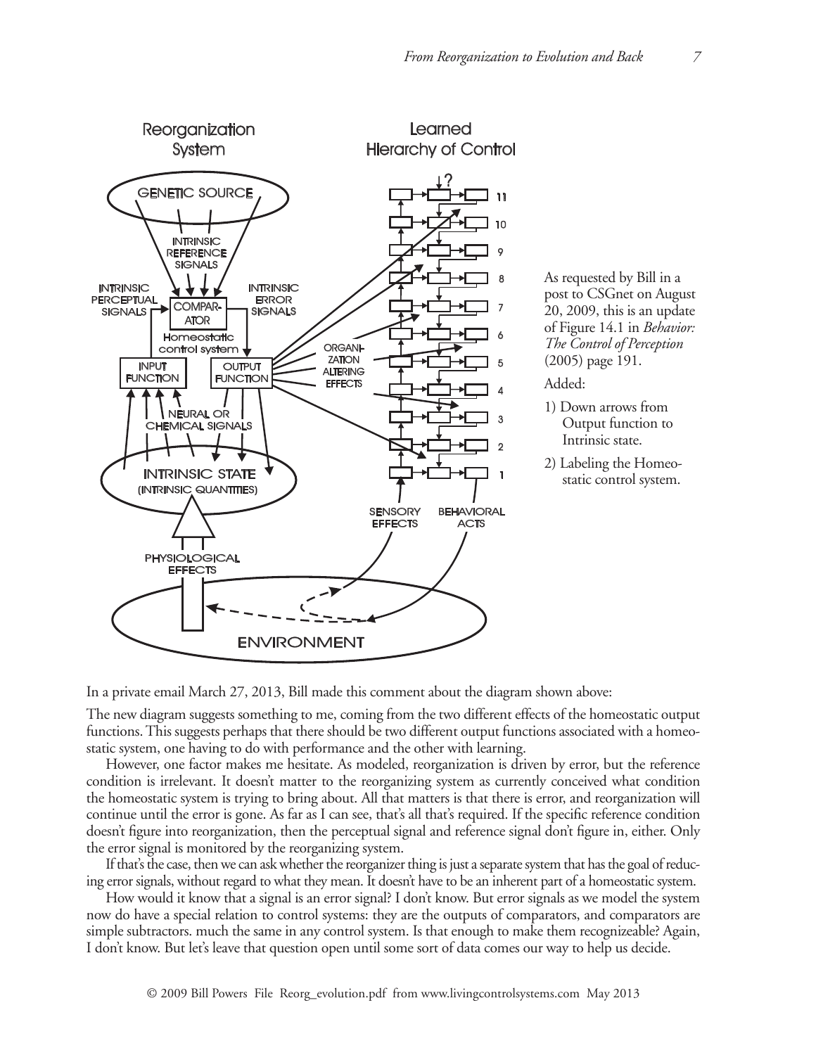Reorganization System

Learned Hierarchy of Control

GENETIC SOURCE

INTRINSIC REFERENCE SIGNALS

INTRINSIC PERCEPTUAL SIGNALS

COMPARATOR

INTRINSIC ERROR SIGNALS

Homeostatic control system

INPUT FUNCTION

OUTPUT FUNCTION

ORGANIZATION ALTERING EFFECTS

NEURAL OR CHEMICAL SIGNALS

INTRINSIC STATE (INTRINSIC QUANTITIES)

PHYSIOLOGICAL EFFECTS

SENSORY EFFECTS

BEHAVIORAL ACTS

ENVIRONMENT

?

11

10

9

8

7

6

5

4

3

2

1

As requested by Bill in a post to CSGnet on August 20, 2009, this is an update of Figure 14.1 in *Behavior: The Control of Perception* (2005) page 191.

Added:

1) Down arrows from Output function to Intrinsic state.
2) Labeling the Homeostatic control system.

In a private email March 27, 2013, Bill made this comment about the diagram shown above:

The new diagram suggests something to me, coming from the two different effects of the homeostatic output functions. This suggests perhaps that there should be two different output functions associated with a homeostatic system, one having to do with performance and the other with learning.

However, one factor makes me hesitate. As modeled, reorganization is driven by error, but the reference condition is irrelevant. It doesn't matter to the reorganizing system as currently conceived what condition the homeostatic system is trying to bring about. All that matters is that there is error, and reorganization will continue until the error is gone. As far as I can see, that's all that's required. If the specific reference condition doesn't figure into reorganization, then the perceptual signal and reference signal don't figure in, either. Only the error signal is monitored by the reorganizing system.

If that's the case, then we can ask whether the reorganizer thing is just a separate system that has the goal of reducing error signals, without regard to what they mean. It doesn't have to be an inherent part of a homeostatic system.

How would it know that a signal is an error signal? I don't know. But error signals as we model the system now do have a special relation to control systems: they are the outputs of comparators, and comparators are simple subtractors. much the same in any control system. Is that enough to make them recognizeable? Again, I don't know. But let's leave that question open until some sort of data comes our way to help us decide.

© 2009 Bill Powers File Reorg_evolution.pdf from www.livingcontrolsystems.com May 2013